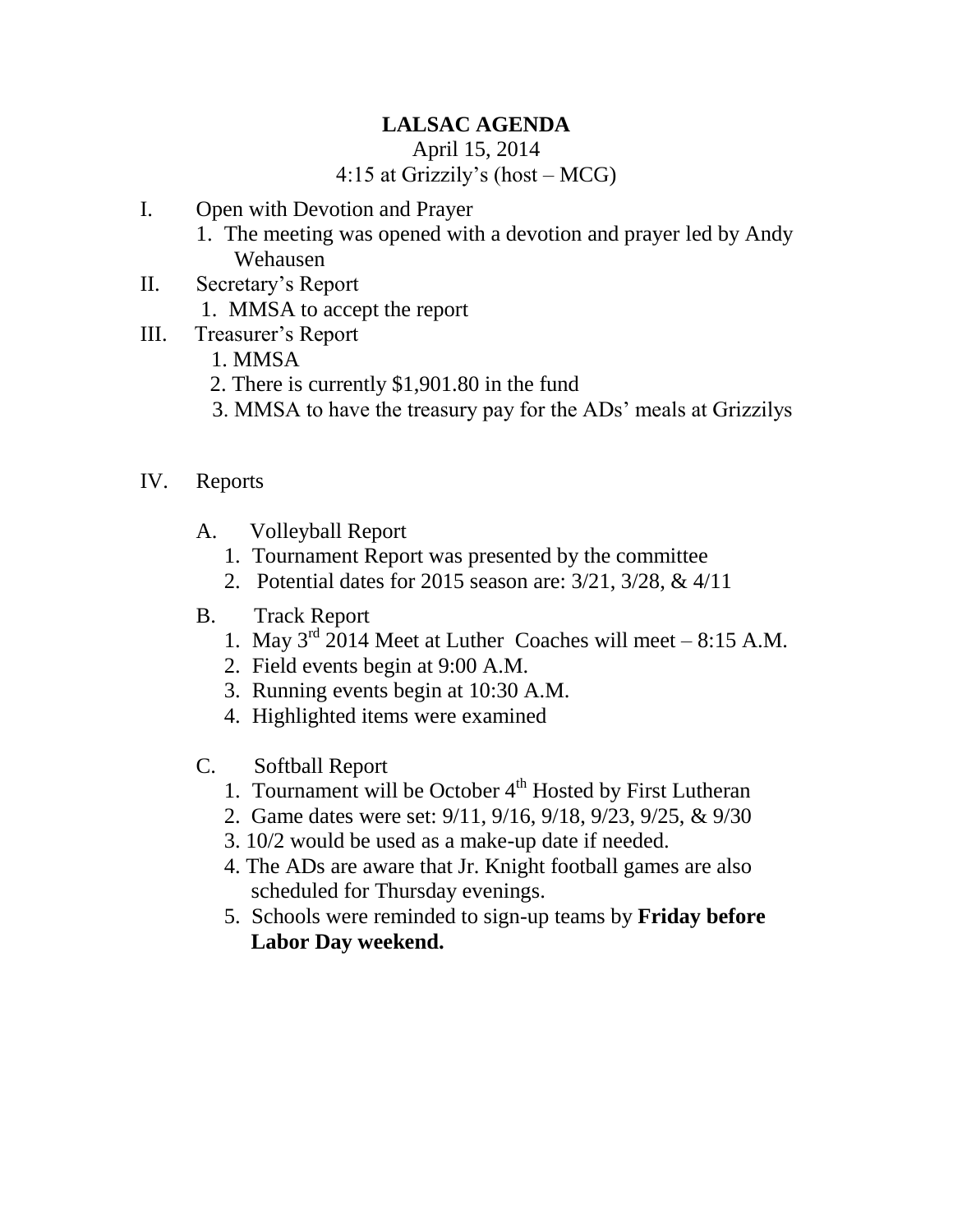# LALSAC AGENDA

April 15, 2014

4:15 at Grizzily's (host – MCG)

I. Open with Devotion and Prayer
   1. The meeting was opened with a devotion and prayer led by Andy Wehausen

II. Secretary's Report
   1. MMSA to accept the report

III. Treasurer's Report
   1. MMSA
   2. There is currently $1,901.80 in the fund
   3. MMSA to have the treasury pay for the ADs' meals at Grizzilys

IV. Reports

   A. Volleyball Report
      1. Tournament Report was presented by the committee
      2. Potential dates for 2015 season are: 3/21, 3/28, & 4/11

   B. Track Report
      1. May 3rd 2014 Meet at Luther Coaches will meet – 8:15 A.M.
      2. Field events begin at 9:00 A.M.
      3. Running events begin at 10:30 A.M.
      4. Highlighted items were examined

   C. Softball Report
      1. Tournament will be October 4th Hosted by First Lutheran
      2. Game dates were set: 9/11, 9/16, 9/18, 9/23, 9/25, & 9/30
      3. 10/2 would be used as a make-up date if needed.
      4. The ADs are aware that Jr. Knight football games are also scheduled for Thursday evenings.
      5. Schools were reminded to sign-up teams by **Friday before Labor Day weekend.**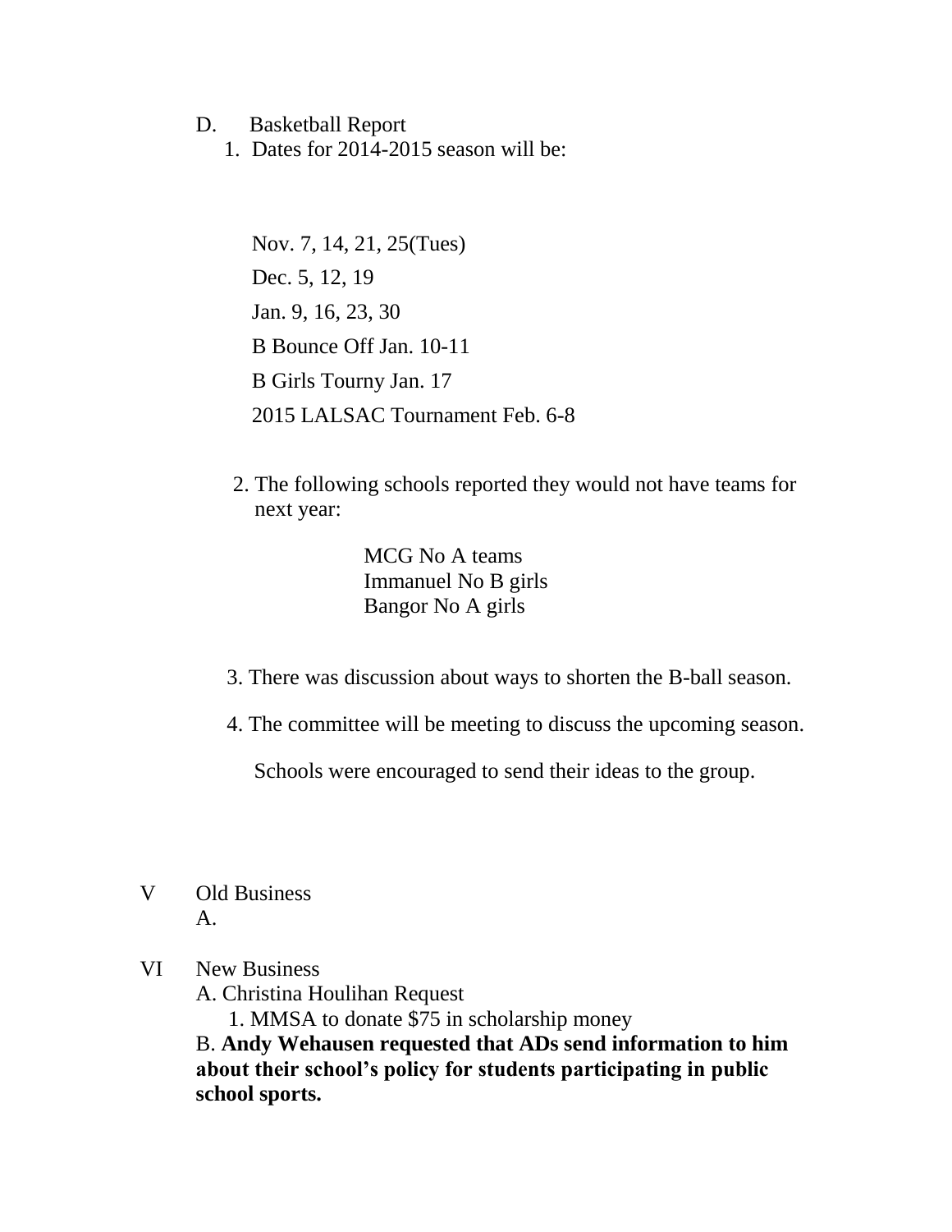D. Basketball Report

1. Dates for 2014-2015 season will be:

   Nov. 7, 14, 21, 25(Tues)

   Dec. 5, 12, 19

   Jan. 9, 16, 23, 30

   B Bounce Off Jan. 10-11

   B Girls Tourny Jan. 17

   2015 LALSAC Tournament Feb. 6-8

2. The following schools reported they would not have teams for next year:

   MCG No A teams
   Immanuel No B girls
   Bangor No A girls

3. There was discussion about ways to shorten the B-ball season.

4. The committee will be meeting to discuss the upcoming season.

   Schools were encouraged to send their ideas to the group.

V Old Business

A.

VI New Business

A. Christina Houlihan Request

1. MMSA to donate $75 in scholarship money

B. **Andy Wehausen requested that ADs send information to him about their school's policy for students participating in public school sports.**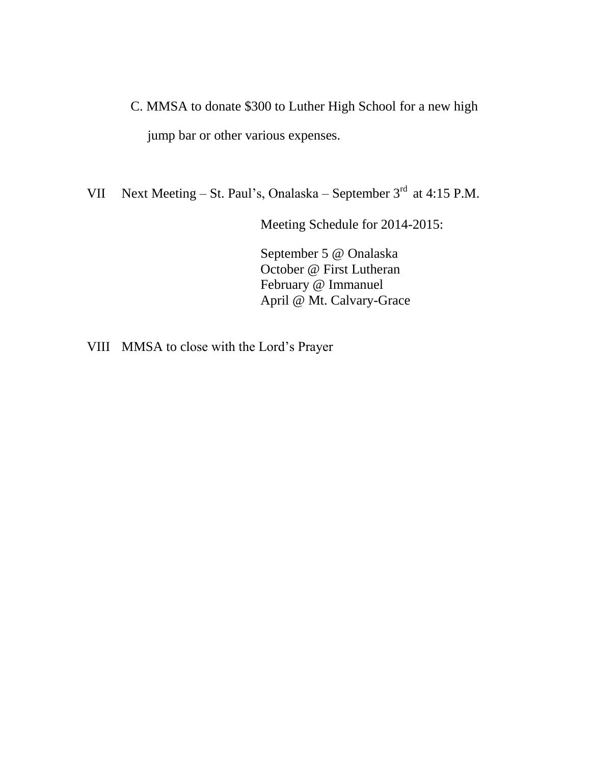C. MMSA to donate $300 to Luther High School for a new high jump bar or other various expenses.

VII Next Meeting – St. Paul's, Onalaska – September 3rd at 4:15 P.M.

Meeting Schedule for 2014-2015:

September 5 @ Onalaska
October @ First Lutheran
February @ Immanuel
April @ Mt. Calvary-Grace

VIII MMSA to close with the Lord's Prayer